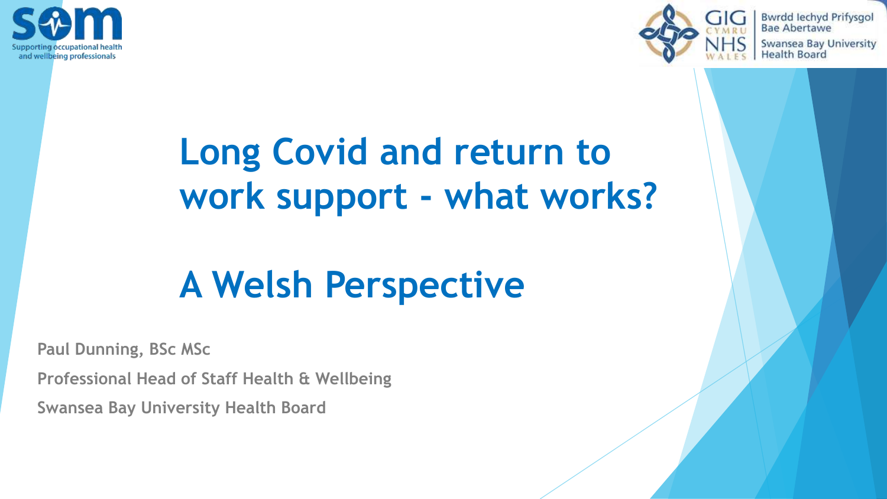# Long Covid and return to work support - what works?

# A Welsh Perspective

Paul Dunning, BSc MSc

Professional Head of Staff Health & Wellbeing

Swansea Bay University Health Board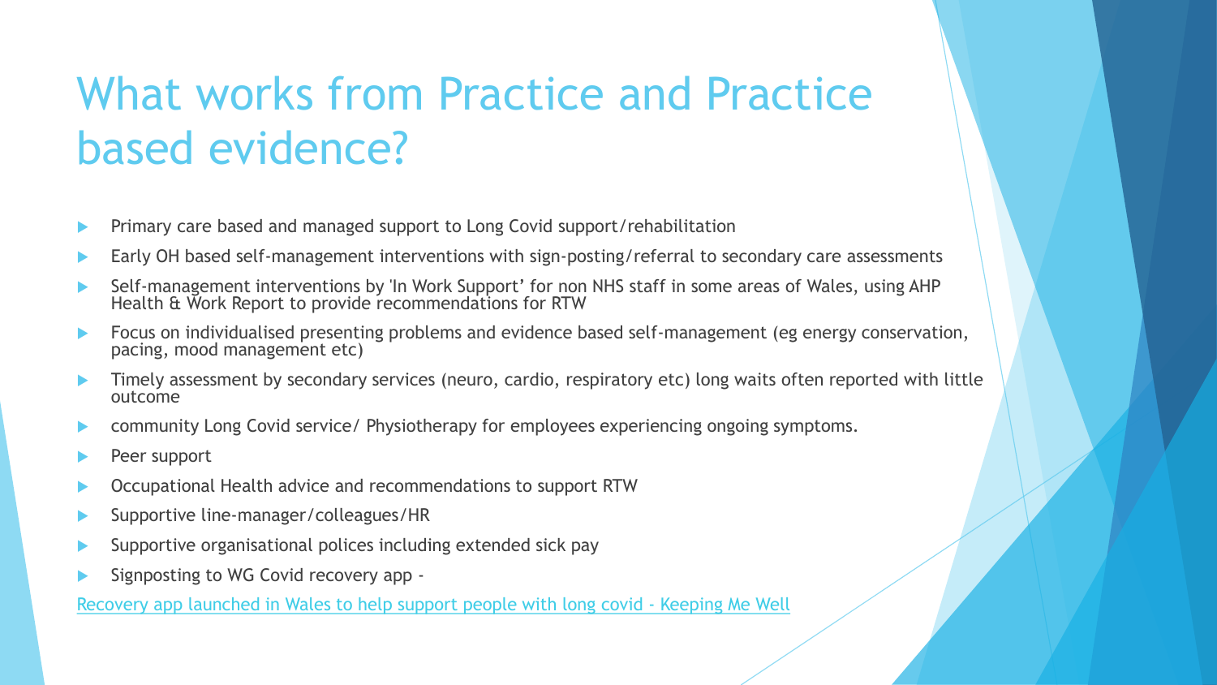# What works from Practice and Practice based evidence?

- Primary care based and managed support to Long Covid support/rehabilitation
- Early OH based self-management interventions with sign-posting/referral to secondary care assessments
- Self-management interventions by 'In Work Support' for non NHS staff in some areas of Wales, using AHP Health & Work Report to provide recommendations for RTW
- Focus on individualised presenting problems and evidence based self-management (eg energy conservation, pacing, mood management etc)
- Timely assessment by secondary services (neuro, cardio, respiratory etc) long waits often reported with little outcome
- community Long Covid service/ Physiotherapy for employees experiencing ongoing symptoms.
- Peer support
- Occupational Health advice and recommendations to support RTW
- Supportive line-manager/colleagues/HR
- Supportive organisational polices including extended sick pay
- Signposting to WG Covid recovery app -

Recovery app launched in Wales to help support people with long covid - Keeping Me Well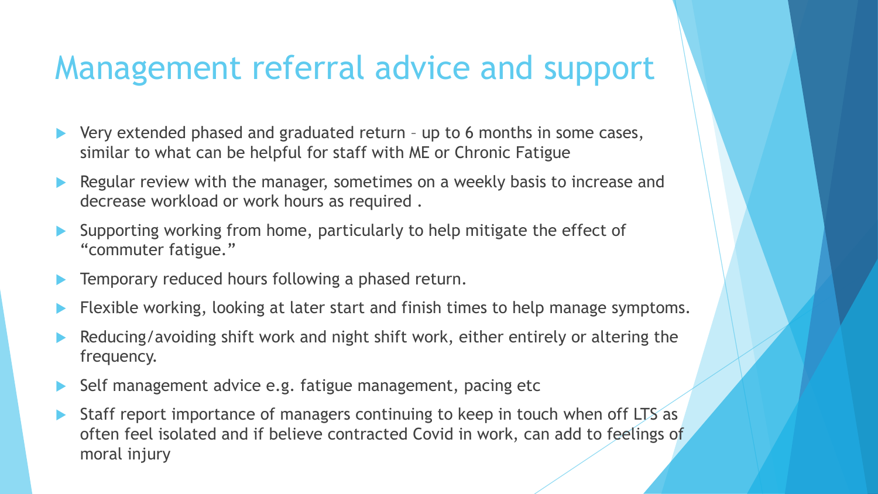# Management referral advice and support

- Very extended phased and graduated return – up to 6 months in some cases, similar to what can be helpful for staff with ME or Chronic Fatigue
- Regular review with the manager, sometimes on a weekly basis to increase and decrease workload or work hours as required .
- Supporting working from home, particularly to help mitigate the effect of "commuter fatigue."
- Temporary reduced hours following a phased return.
- Flexible working, looking at later start and finish times to help manage symptoms.
- Reducing/avoiding shift work and night shift work, either entirely or altering the frequency.
- Self management advice e.g. fatigue management, pacing etc
- Staff report importance of managers continuing to keep in touch when off LTS as often feel isolated and if believe contracted Covid in work, can add to feelings of moral injury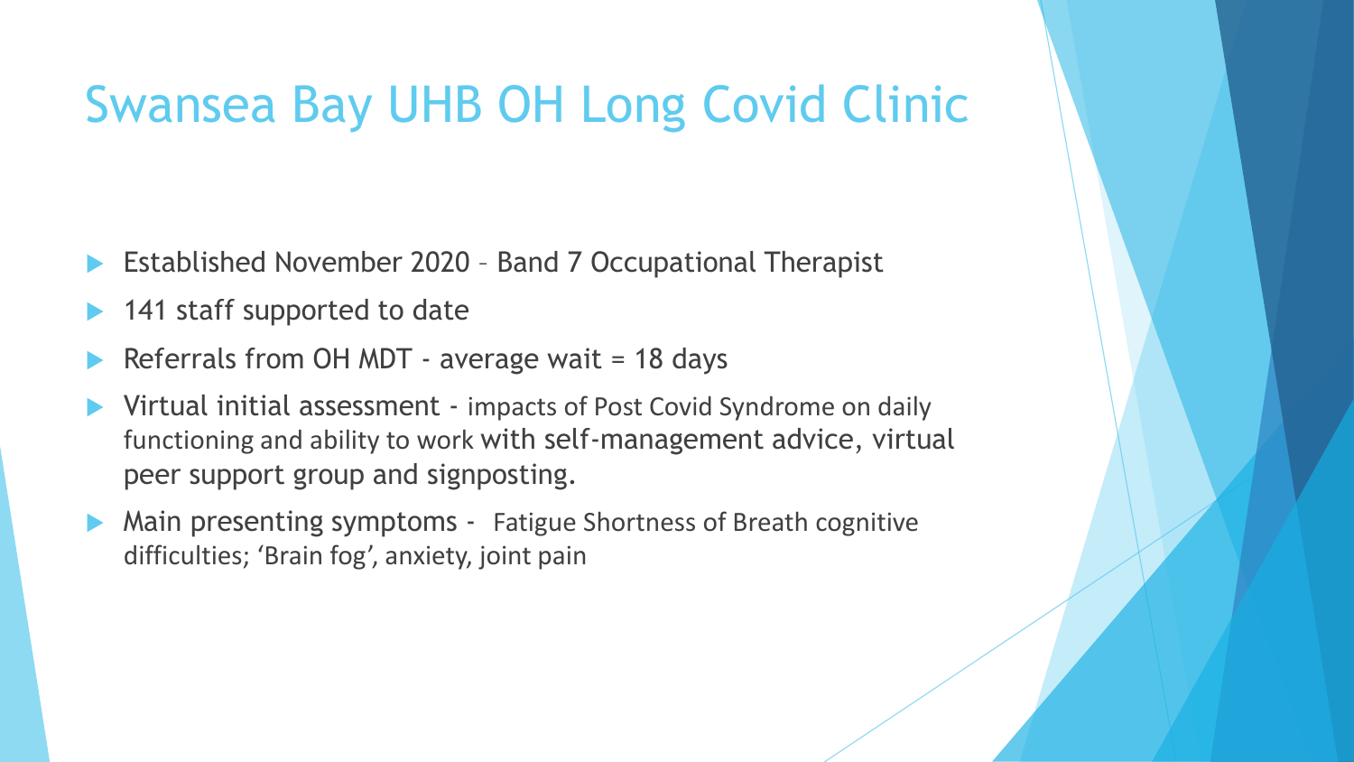# Swansea Bay UHB OH Long Covid Clinic

- Established November 2020 – Band 7 Occupational Therapist
- 141 staff supported to date
- Referrals from OH MDT - average wait = 18 days
- Virtual initial assessment - impacts of Post Covid Syndrome on daily functioning and ability to work with self-management advice, virtual peer support group and signposting.
- Main presenting symptoms - Fatigue Shortness of Breath cognitive difficulties; 'Brain fog', anxiety, joint pain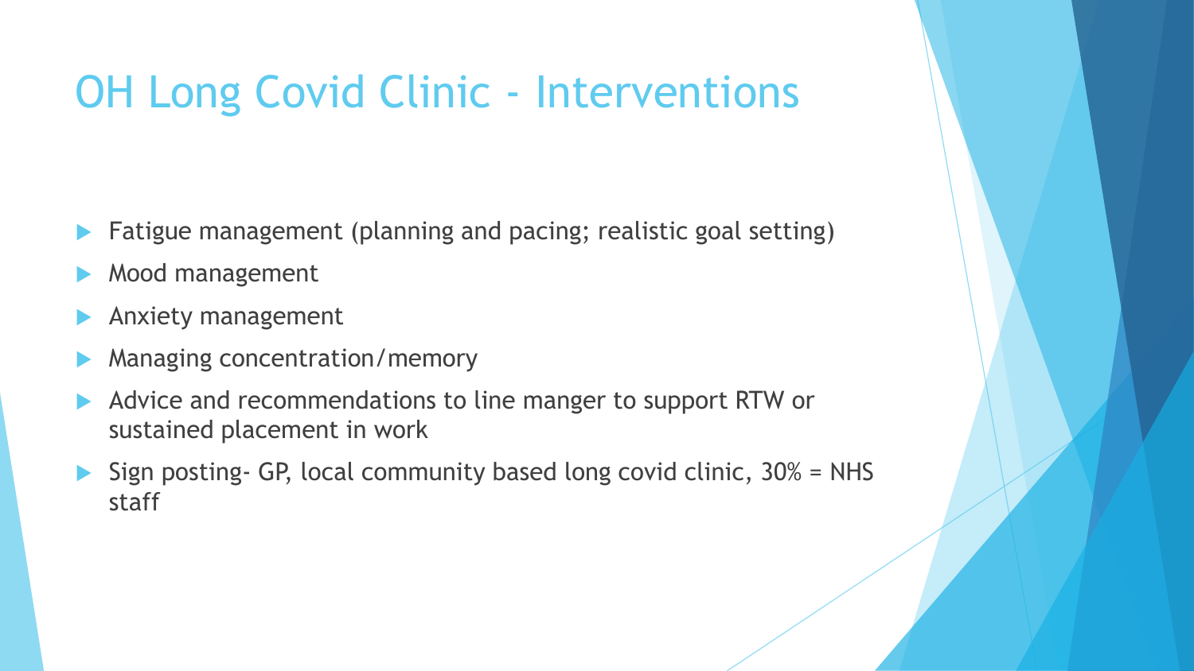# OH Long Covid Clinic - Interventions

- Fatigue management (planning and pacing; realistic goal setting)
- Mood management
- Anxiety management
- Managing concentration/memory
- Advice and recommendations to line manger to support RTW or sustained placement in work
- Sign posting- GP, local community based long covid clinic, 30% = NHS staff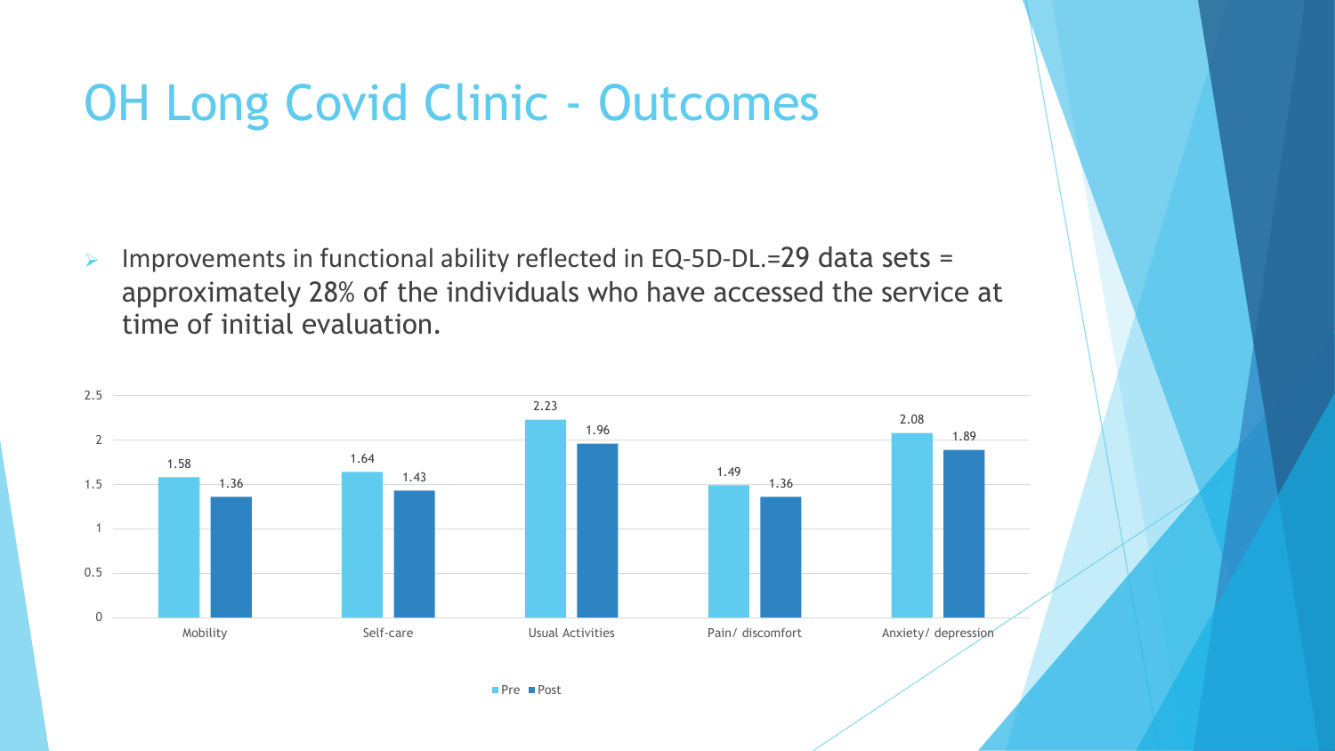# OH Long Covid Clinic - Outcomes

- Improvements in functional ability reflected in EQ-5D-DL.=29 data sets = approximately 28% of the individuals who have accessed the service at time of initial evaluation.

| | Pre | Post |
|---|---|---|
| Mobility | 1.58 | 1.36 |
| Self-care | 1.64 | 1.43 |
| Usual Activities | 2.23 | 1.96 |
| Pain/ discomfort | 1.49 | 1.36 |
| Anxiety/ depression | 2.08 | 1.89 |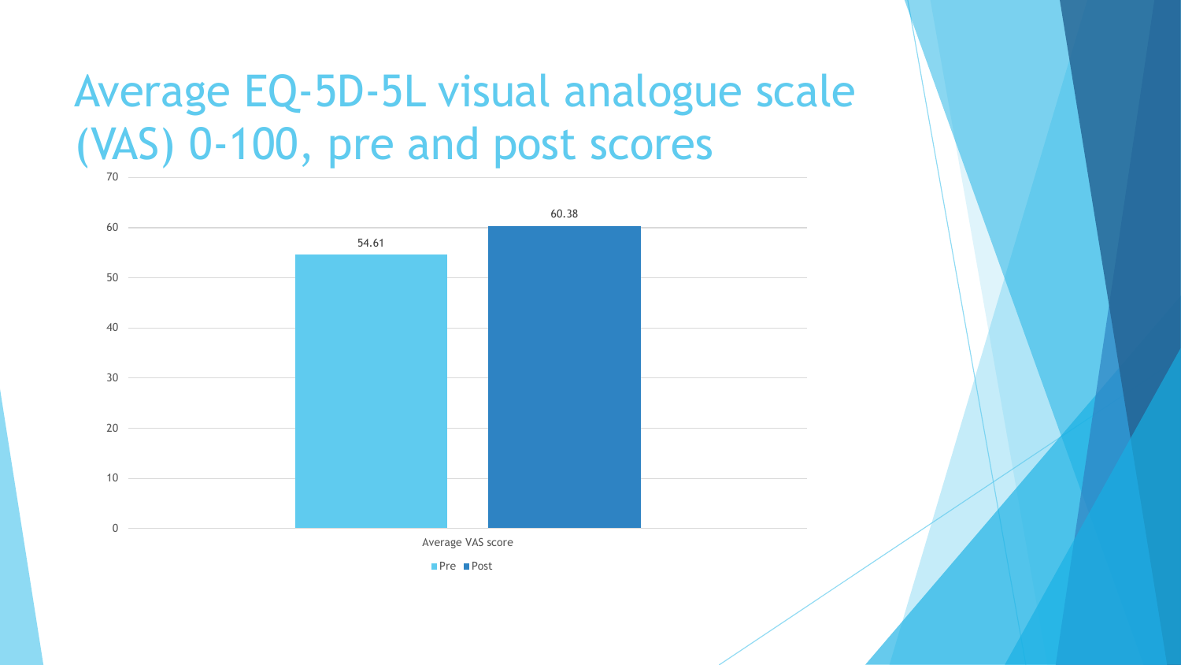# Average EQ-5D-5L visual analogue scale (VAS) 0-100, pre and post scores

| | Pre | Post |
|---|---|---|
| Average VAS score | 54.61 | 60.38 |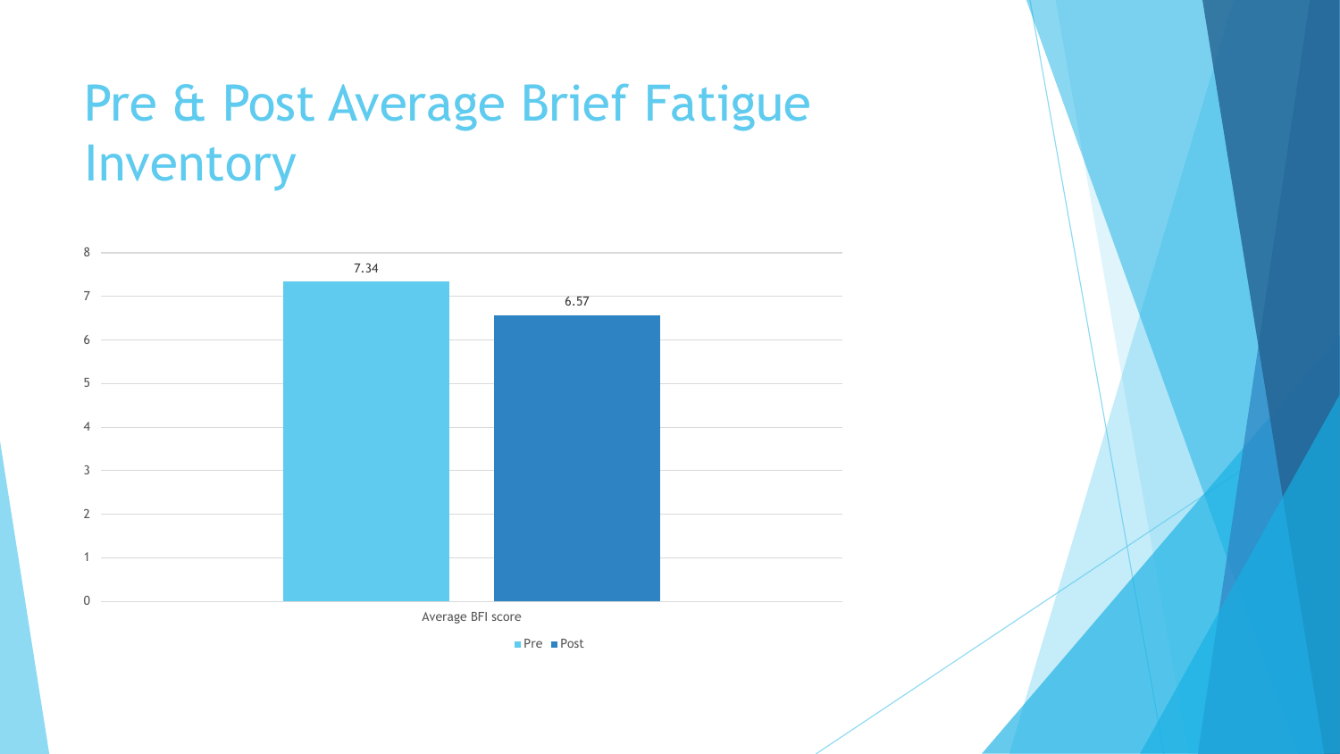# Pre & Post Average Brief Fatigue Inventory

| | Pre | Post |
|---|---|---|
| Average BFI score | 7.34 | 6.57 |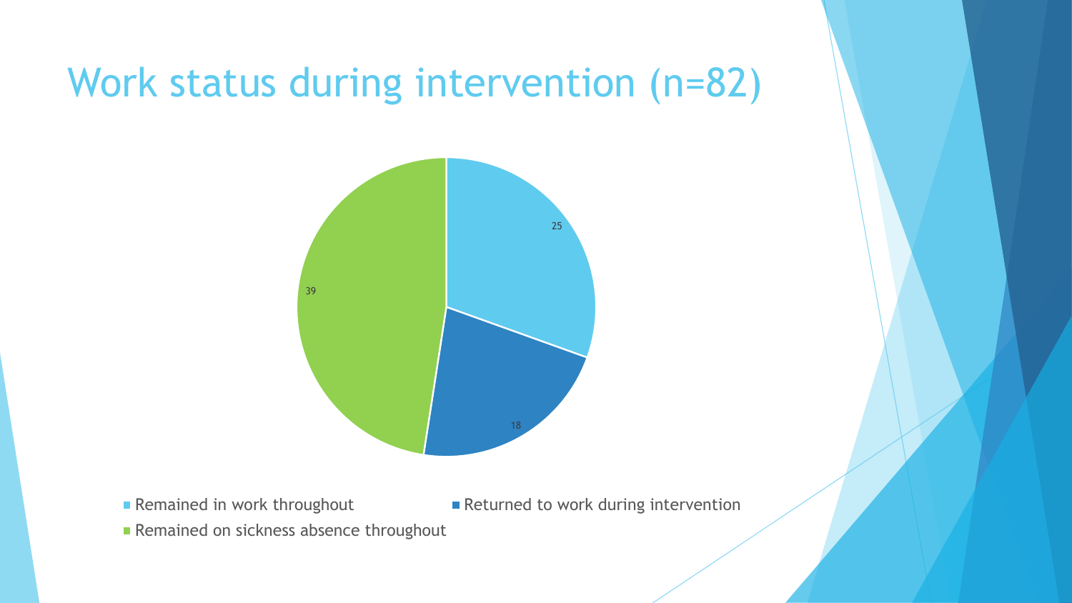# Work status during intervention (n=82)

| Work status | n |
| --- | --- |
| Remained in work throughout | 25 |
| Returned to work during intervention | 18 |
| Remained on sickness absence throughout | 39 |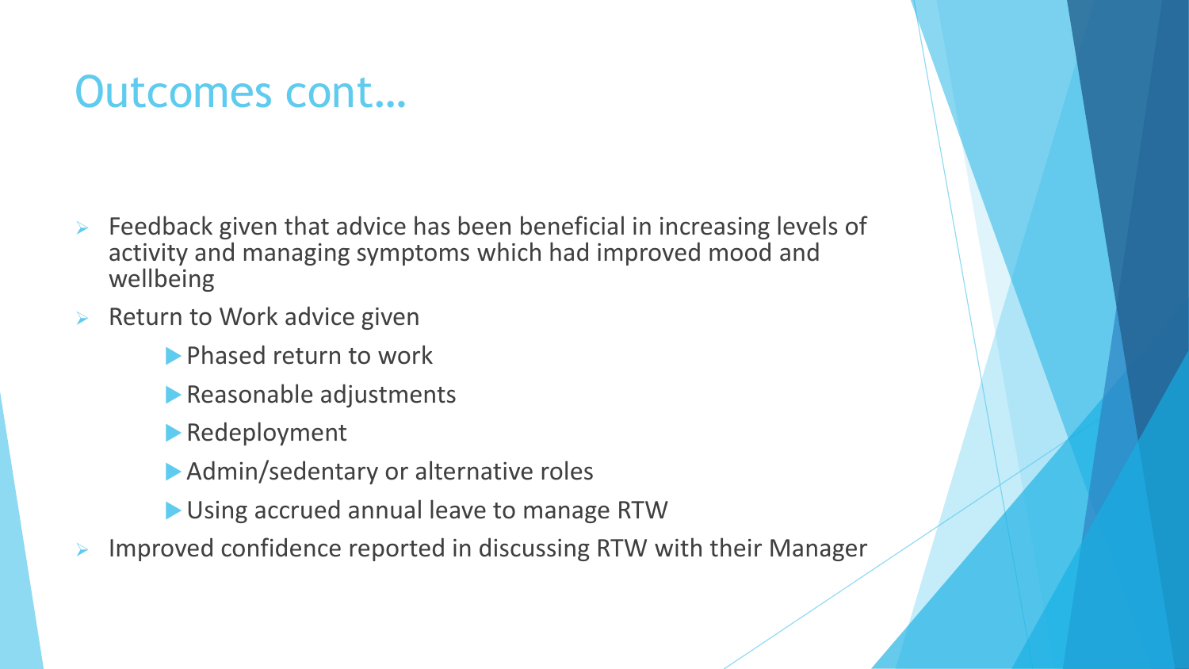# Outcomes cont…

- Feedback given that advice has been beneficial in increasing levels of activity and managing symptoms which had improved mood and wellbeing
- Return to Work advice given
  - Phased return to work
  - Reasonable adjustments
  - Redeployment
  - Admin/sedentary or alternative roles
  - Using accrued annual leave to manage RTW
- Improved confidence reported in discussing RTW with their Manager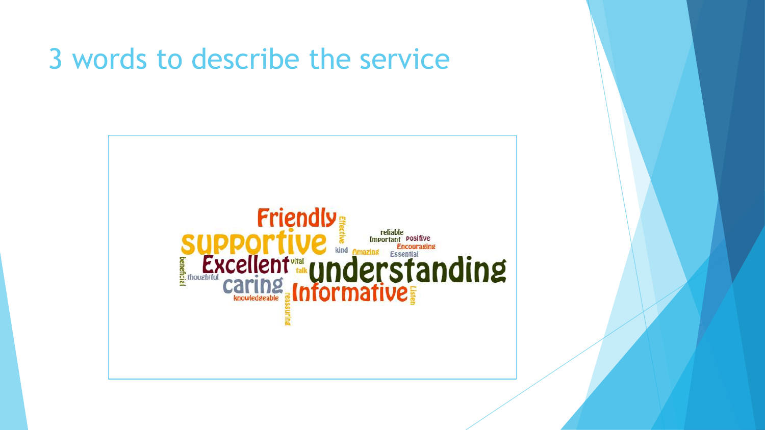# 3 words to describe the service

Friendly
Effective
reliable
Important
Positive
Supportive
kind
Amazing
Encouraging
Essential
beneficial
Excellent
vital
talk
understanding
thoughtful
caring
Informative
Listen
knowledgeable
reassuring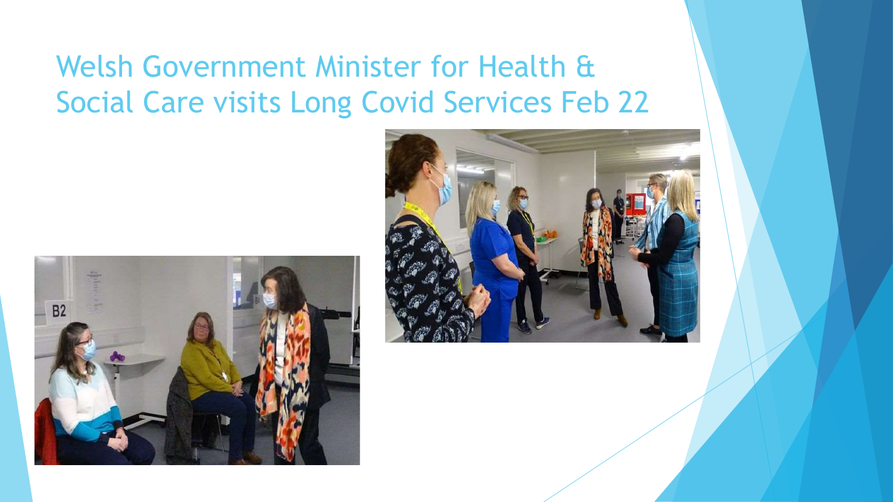# Welsh Government Minister for Health & Social Care visits Long Covid Services Feb 22